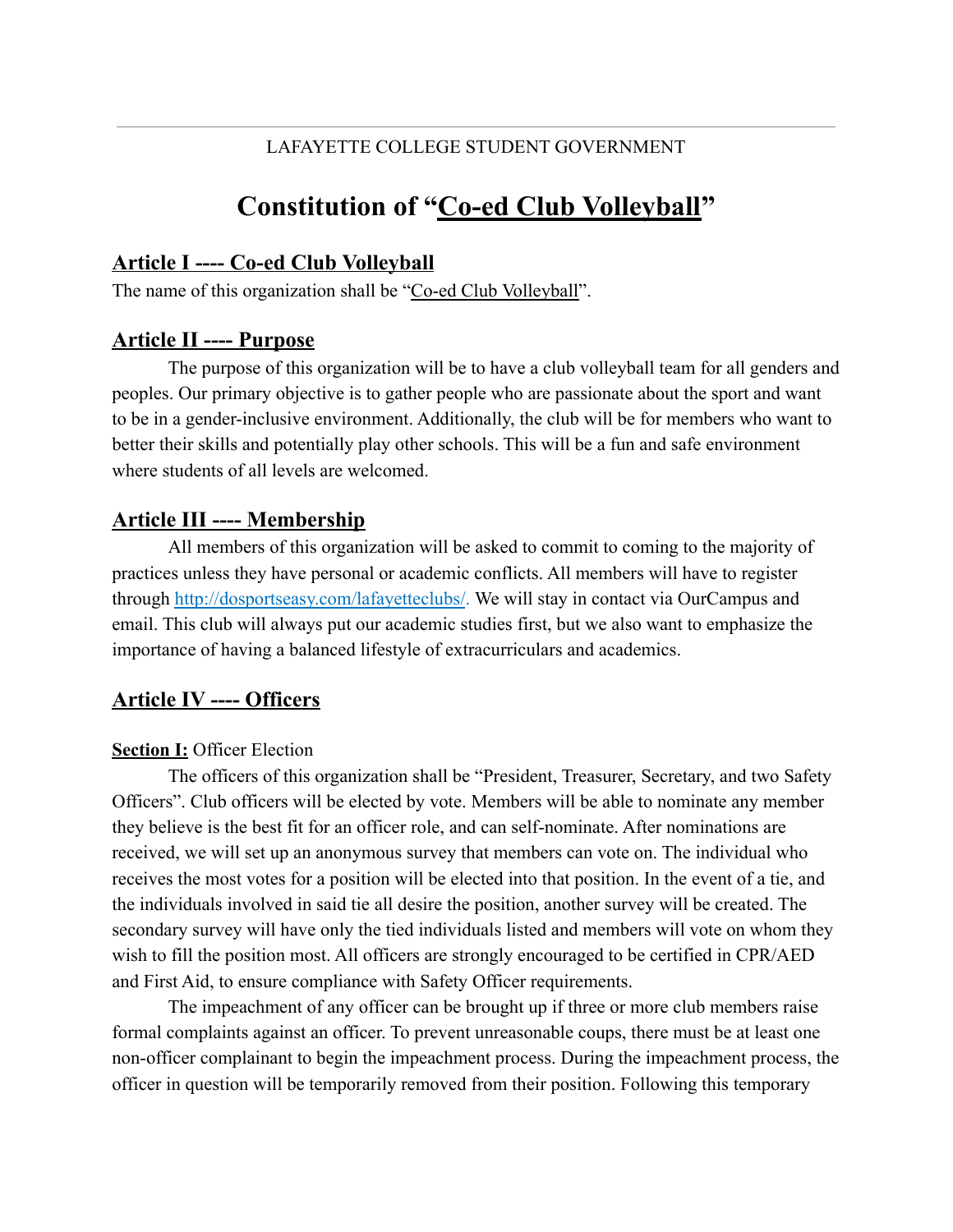LAFAYETTE COLLEGE STUDENT GOVERNMENT

# Constitution of "Co-ed Club Volleyball"

## Article I ---- Co-ed Club Volleyball

The name of this organization shall be "Co-ed Club Volleyball".

## Article II ---- Purpose

The purpose of this organization will be to have a club volleyball team for all genders and peoples. Our primary objective is to gather people who are passionate about the sport and want to be in a gender-inclusive environment. Additionally, the club will be for members who want to better their skills and potentially play other schools. This will be a fun and safe environment where students of all levels are welcomed.

## Article III ---- Membership

All members of this organization will be asked to commit to coming to the majority of practices unless they have personal or academic conflicts. All members will have to register through [http://dosportseasy.com/lafayetteclubs/](http://dosportseasy.com/lafayetteclubs/). We will stay in contact via OurCampus and email. This club will always put our academic studies first, but we also want to emphasize the importance of having a balanced lifestyle of extracurriculars and academics.

## Article IV ---- Officers

**Section I:** Officer Election

The officers of this organization shall be "President, Treasurer, Secretary, and two Safety Officers". Club officers will be elected by vote. Members will be able to nominate any member they believe is the best fit for an officer role, and can self-nominate. After nominations are received, we will set up an anonymous survey that members can vote on. The individual who receives the most votes for a position will be elected into that position. In the event of a tie, and the individuals involved in said tie all desire the position, another survey will be created. The secondary survey will have only the tied individuals listed and members will vote on whom they wish to fill the position most. All officers are strongly encouraged to be certified in CPR/AED and First Aid, to ensure compliance with Safety Officer requirements.

The impeachment of any officer can be brought up if three or more club members raise formal complaints against an officer. To prevent unreasonable coups, there must be at least one non-officer complainant to begin the impeachment process. During the impeachment process, the officer in question will be temporarily removed from their position. Following this temporary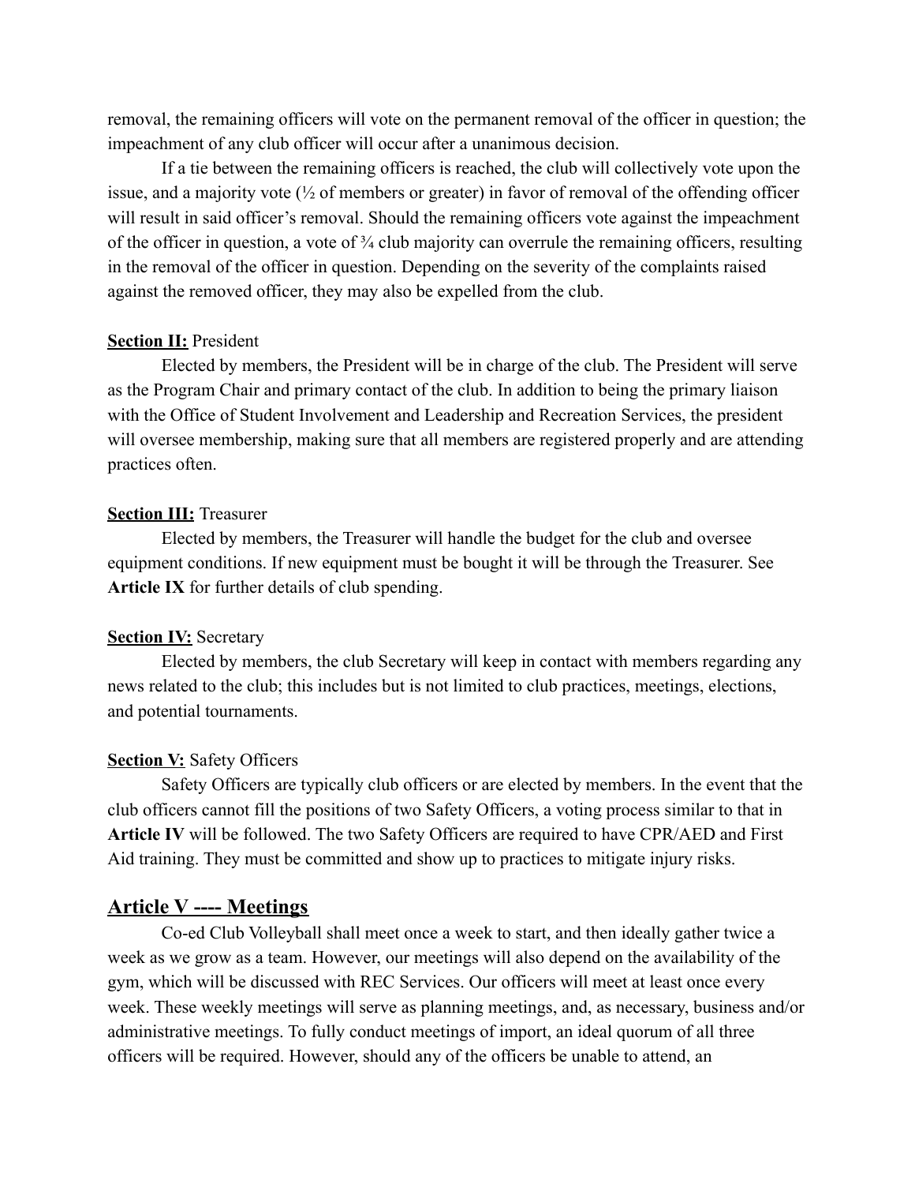removal, the remaining officers will vote on the permanent removal of the officer in question; the impeachment of any club officer will occur after a unanimous decision.

If a tie between the remaining officers is reached, the club will collectively vote upon the issue, and a majority vote (½ of members or greater) in favor of removal of the offending officer will result in said officer's removal. Should the remaining officers vote against the impeachment of the officer in question, a vote of ¾ club majority can overrule the remaining officers, resulting in the removal of the officer in question. Depending on the severity of the complaints raised against the removed officer, they may also be expelled from the club.

**Section II:** President

Elected by members, the President will be in charge of the club. The President will serve as the Program Chair and primary contact of the club. In addition to being the primary liaison with the Office of Student Involvement and Leadership and Recreation Services, the president will oversee membership, making sure that all members are registered properly and are attending practices often.

**Section III:** Treasurer

Elected by members, the Treasurer will handle the budget for the club and oversee equipment conditions. If new equipment must be bought it will be through the Treasurer. See **Article IX** for further details of club spending.

**Section IV:** Secretary

Elected by members, the club Secretary will keep in contact with members regarding any news related to the club; this includes but is not limited to club practices, meetings, elections, and potential tournaments.

**Section V:** Safety Officers

Safety Officers are typically club officers or are elected by members. In the event that the club officers cannot fill the positions of two Safety Officers, a voting process similar to that in **Article IV** will be followed. The two Safety Officers are required to have CPR/AED and First Aid training. They must be committed and show up to practices to mitigate injury risks.

## Article V ---- Meetings

Co-ed Club Volleyball shall meet once a week to start, and then ideally gather twice a week as we grow as a team. However, our meetings will also depend on the availability of the gym, which will be discussed with REC Services. Our officers will meet at least once every week. These weekly meetings will serve as planning meetings, and, as necessary, business and/or administrative meetings. To fully conduct meetings of import, an ideal quorum of all three officers will be required. However, should any of the officers be unable to attend, an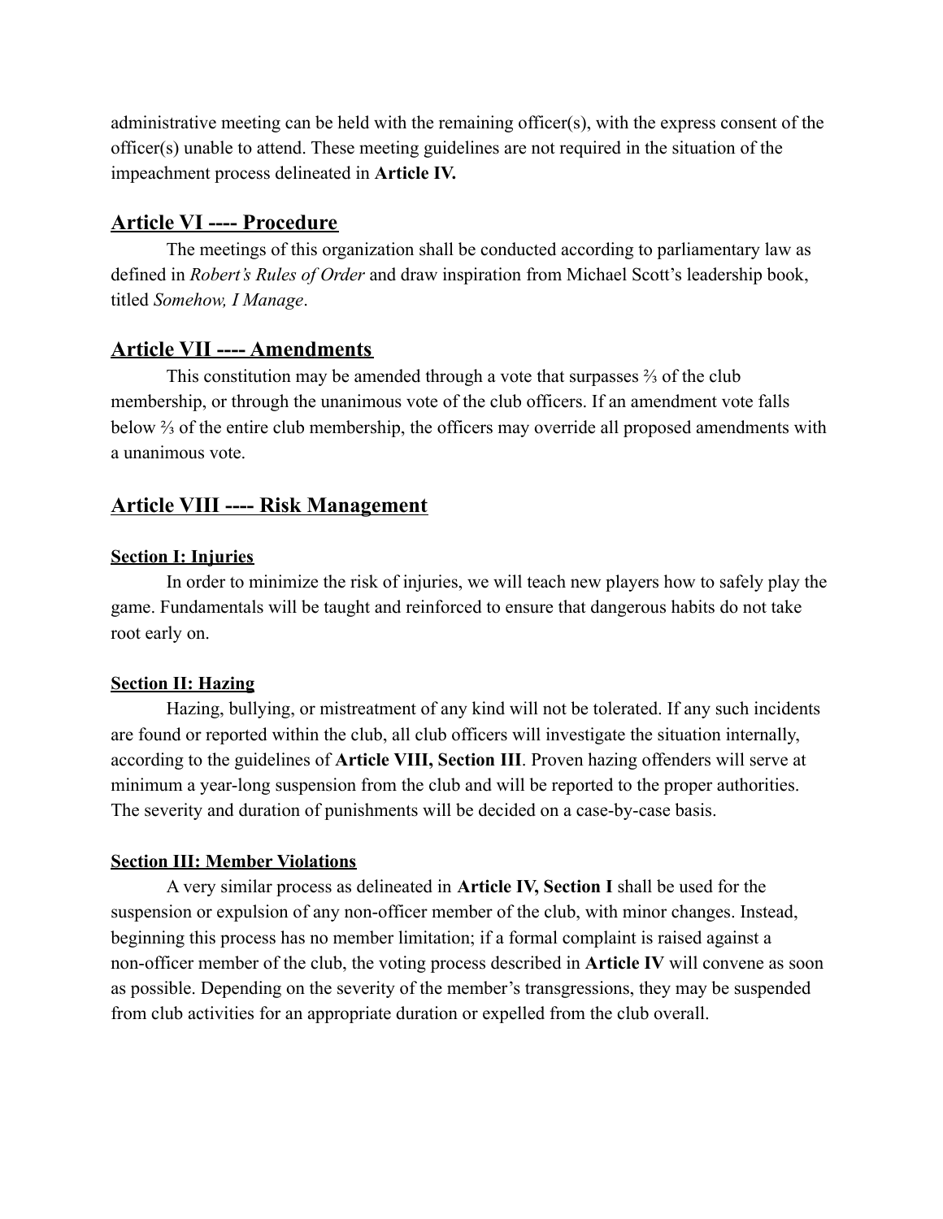administrative meeting can be held with the remaining officer(s), with the express consent of the officer(s) unable to attend. These meeting guidelines are not required in the situation of the impeachment process delineated in **Article IV.**

## Article VI ---- Procedure

The meetings of this organization shall be conducted according to parliamentary law as defined in *Robert's Rules of Order* and draw inspiration from Michael Scott's leadership book, titled *Somehow, I Manage*.

## Article VII ---- Amendments

This constitution may be amended through a vote that surpasses ⅔ of the club membership, or through the unanimous vote of the club officers. If an amendment vote falls below ⅔ of the entire club membership, the officers may override all proposed amendments with a unanimous vote.

## Article VIII ---- Risk Management

### Section I: Injuries

In order to minimize the risk of injuries, we will teach new players how to safely play the game. Fundamentals will be taught and reinforced to ensure that dangerous habits do not take root early on.

### Section II: Hazing

Hazing, bullying, or mistreatment of any kind will not be tolerated. If any such incidents are found or reported within the club, all club officers will investigate the situation internally, according to the guidelines of **Article VIII, Section III**. Proven hazing offenders will serve at minimum a year-long suspension from the club and will be reported to the proper authorities. The severity and duration of punishments will be decided on a case-by-case basis.

### Section III: Member Violations

A very similar process as delineated in **Article IV, Section I** shall be used for the suspension or expulsion of any non-officer member of the club, with minor changes. Instead, beginning this process has no member limitation; if a formal complaint is raised against a non-officer member of the club, the voting process described in **Article IV** will convene as soon as possible. Depending on the severity of the member's transgressions, they may be suspended from club activities for an appropriate duration or expelled from the club overall.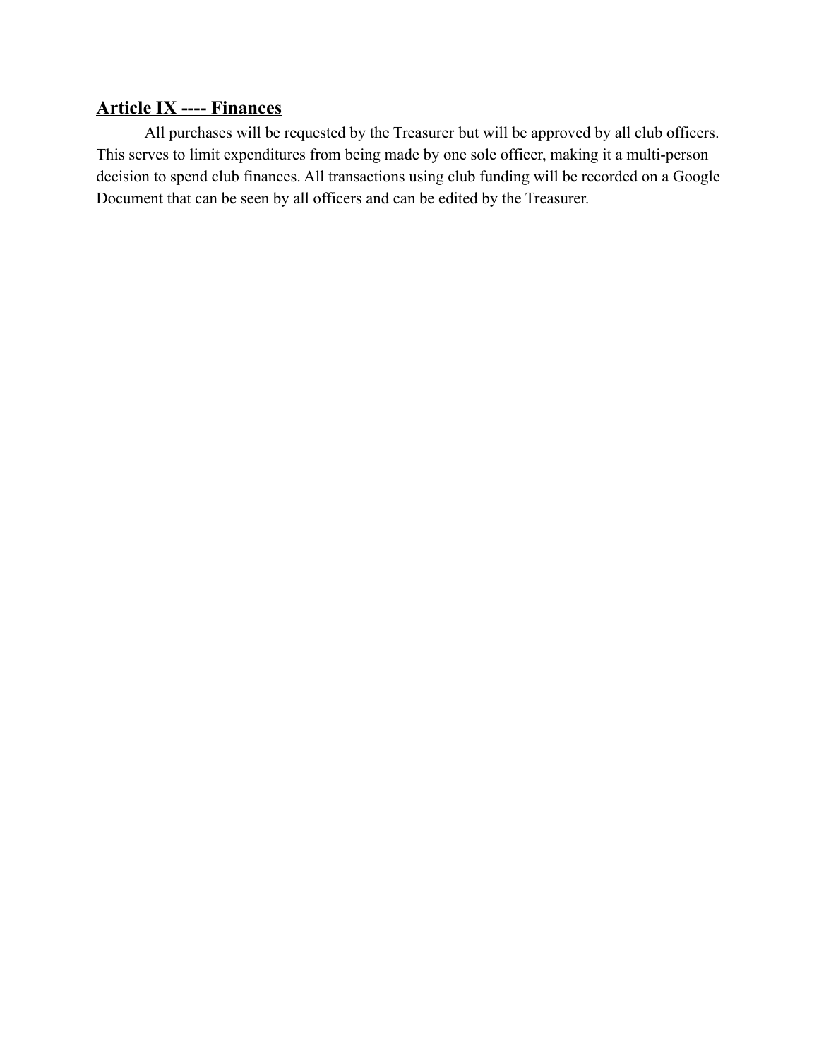## **Article IX ---- Finances**

All purchases will be requested by the Treasurer but will be approved by all club officers. This serves to limit expenditures from being made by one sole officer, making it a multi-person decision to spend club finances. All transactions using club funding will be recorded on a Google Document that can be seen by all officers and can be edited by the Treasurer.